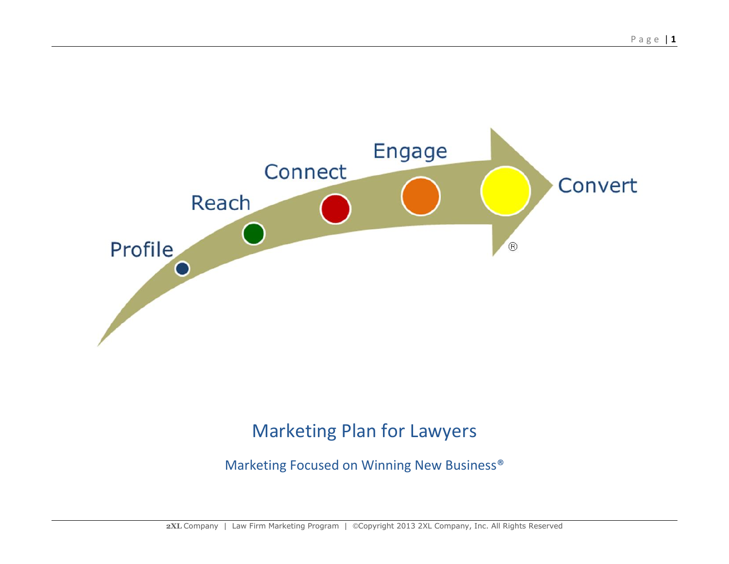Profile

Reach

Connect

Engage

Convert

®

# Marketing Plan for Lawyers

Marketing Focused on Winning New Business®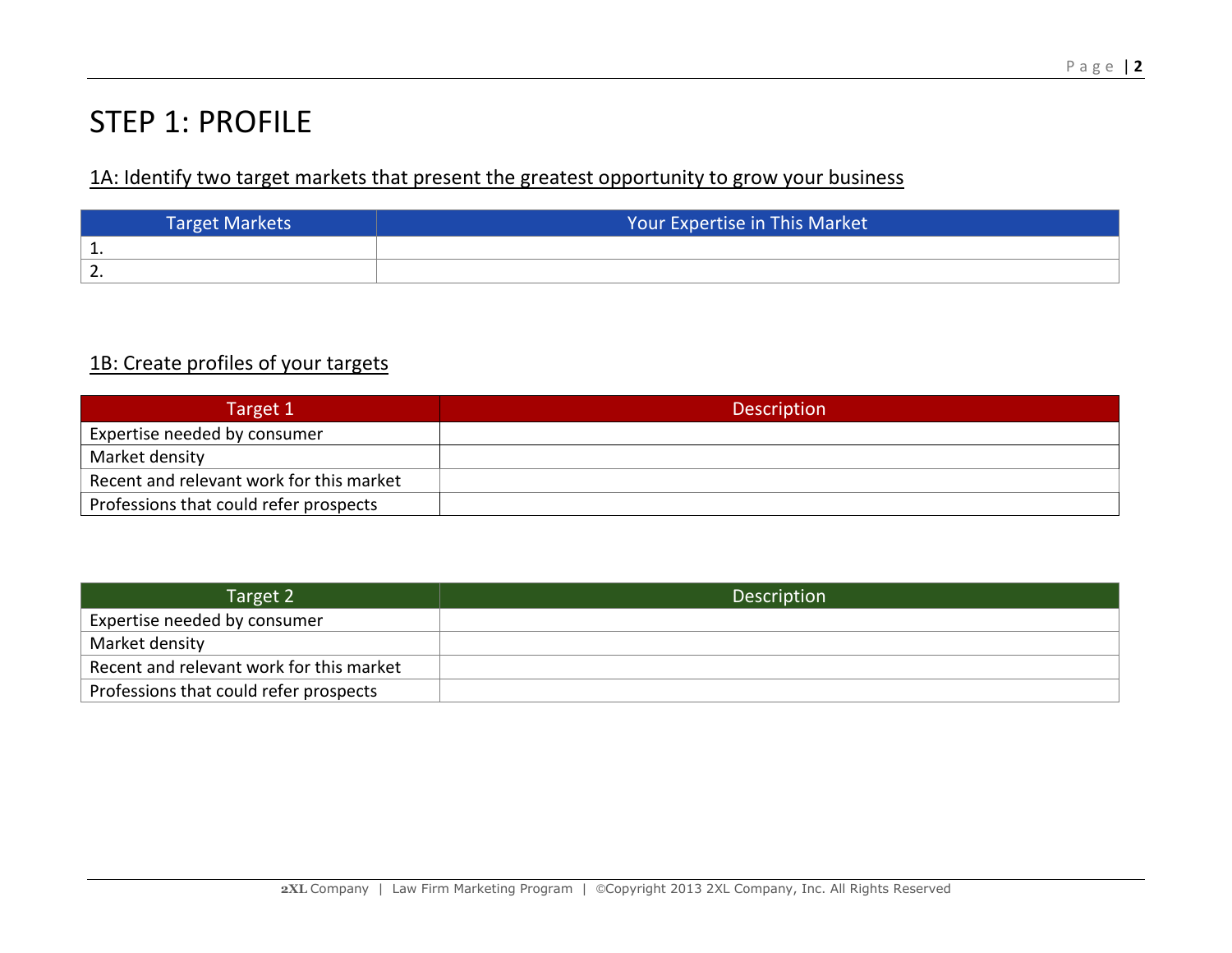# STEP 1: PROFILE

## 1A: Identify two target markets that present the greatest opportunity to grow your business

| Target Markets | Your Expertise in This Market |
|---|---|
| 1. | |
| 2. | |

## 1B: Create profiles of your targets

| Target 1 | Description |
|---|---|
| Expertise needed by consumer | |
| Market density | |
| Recent and relevant work for this market | |
| Professions that could refer prospects | |

| Target 2 | Description |
|---|---|
| Expertise needed by consumer | |
| Market density | |
| Recent and relevant work for this market | |
| Professions that could refer prospects | |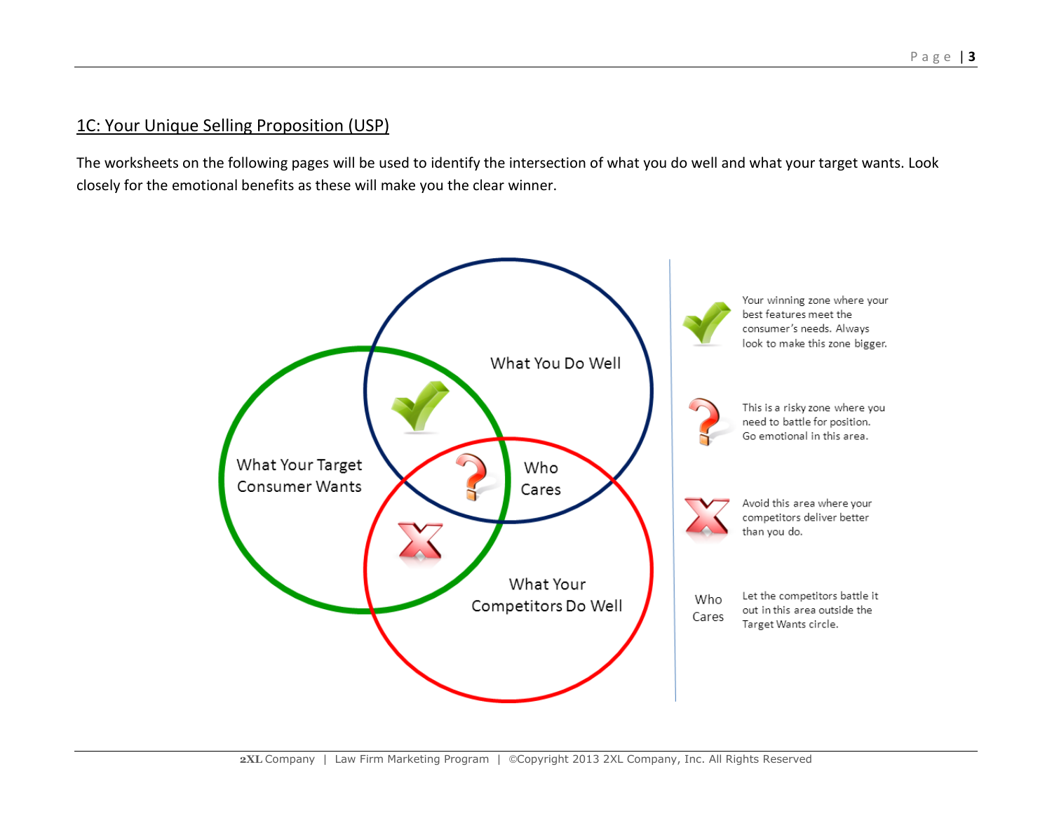## 1C: Your Unique Selling Proposition (USP)

The worksheets on the following pages will be used to identify the intersection of what you do well and what your target wants. Look closely for the emotional benefits as these will make you the clear winner.

What You Do Well

What Your Target Consumer Wants

Who Cares

What Your Competitors Do Well

Your winning zone where your best features meet the consumer's needs. Always look to make this zone bigger.

This is a risky zone where you need to battle for position. Go emotional in this area.

Avoid this area where your competitors deliver better than you do.

Who Cares — Let the competitors battle it out in this area outside the Target Wants circle.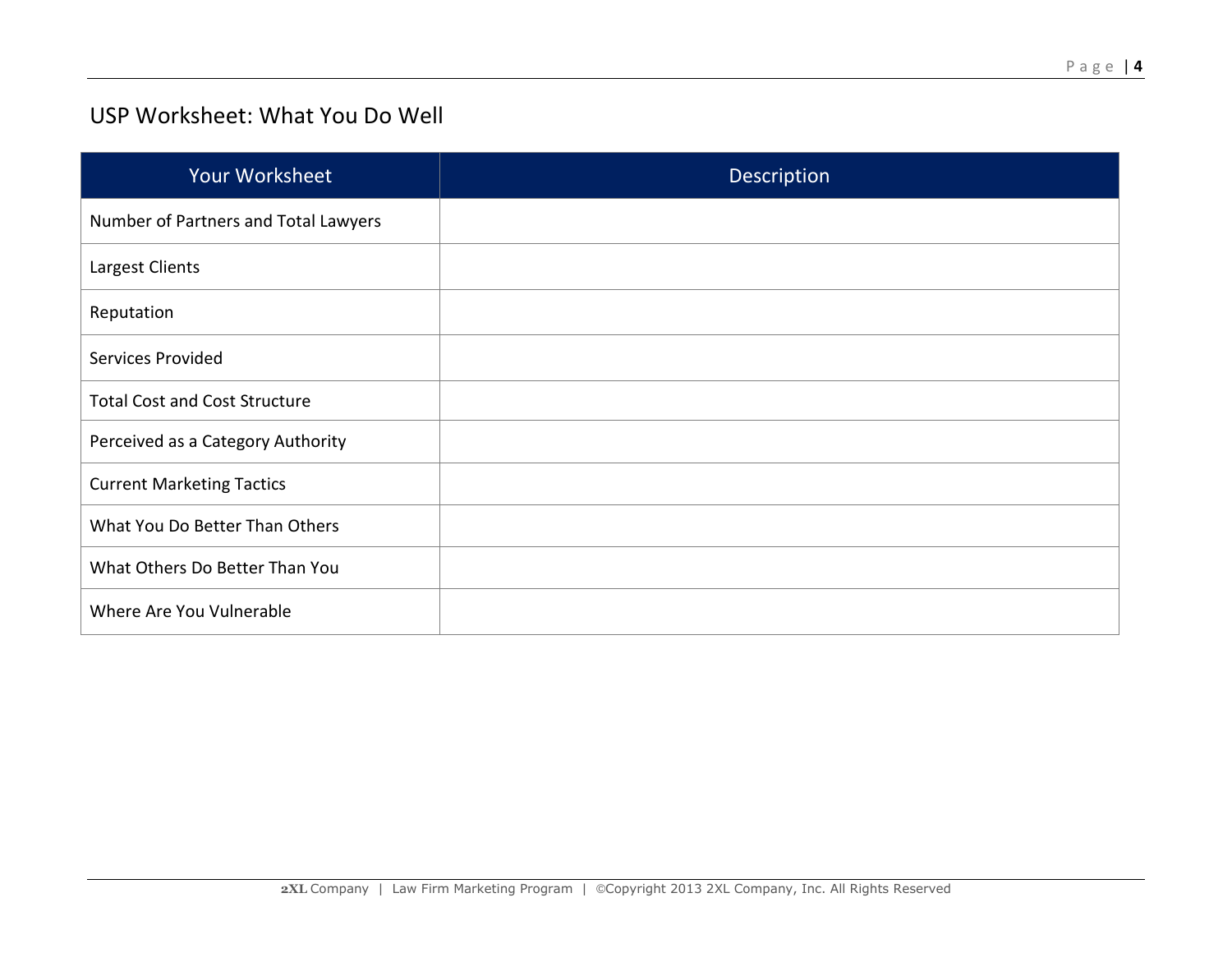## USP Worksheet: What You Do Well

| Your Worksheet | Description |
| --- | --- |
| Number of Partners and Total Lawyers | |
| Largest Clients | |
| Reputation | |
| Services Provided | |
| Total Cost and Cost Structure | |
| Perceived as a Category Authority | |
| Current Marketing Tactics | |
| What You Do Better Than Others | |
| What Others Do Better Than You | |
| Where Are You Vulnerable | |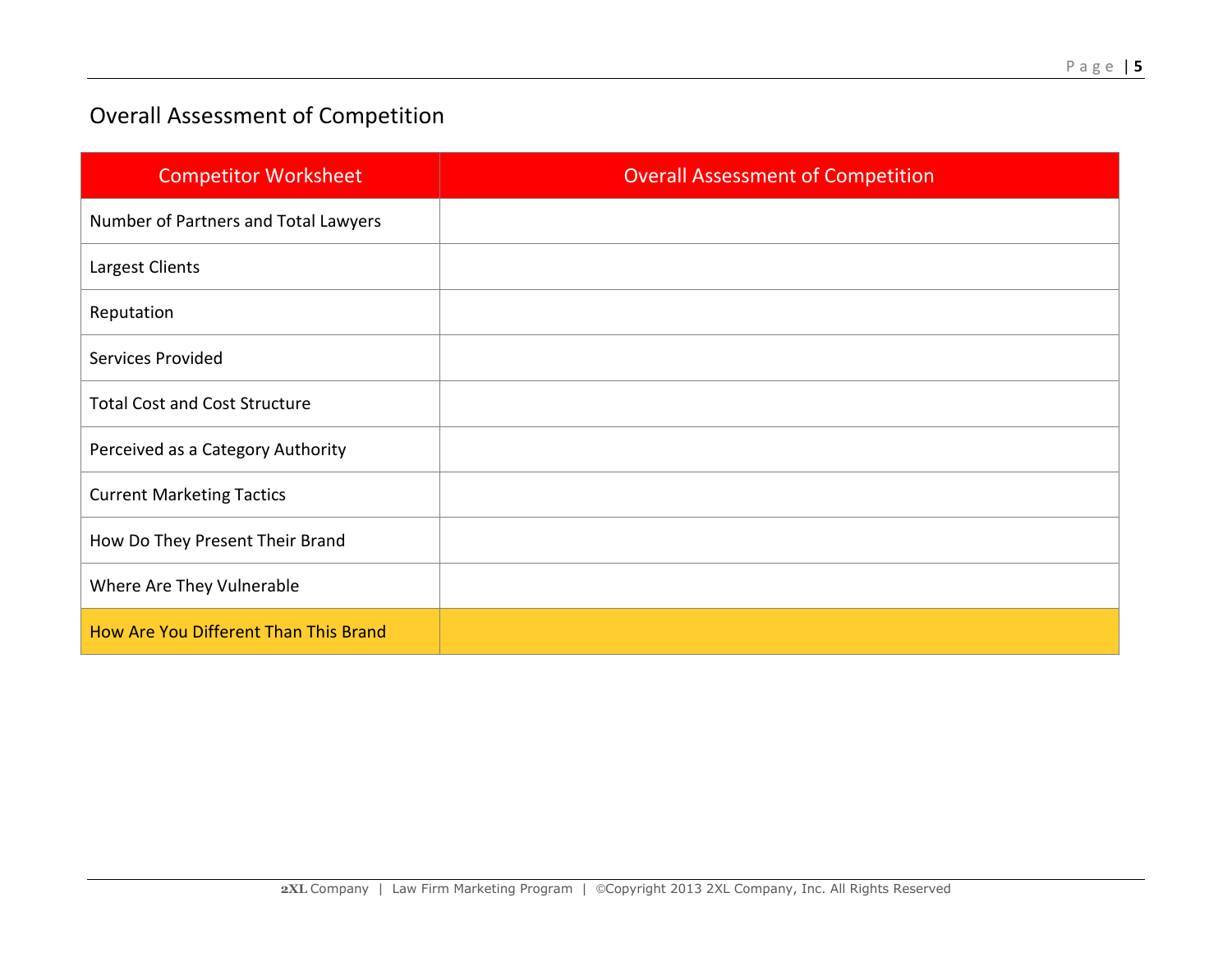## Overall Assessment of Competition

| Competitor Worksheet | Overall Assessment of Competition |
|---|---|
| Number of Partners and Total Lawyers | |
| Largest Clients | |
| Reputation | |
| Services Provided | |
| Total Cost and Cost Structure | |
| Perceived as a Category Authority | |
| Current Marketing Tactics | |
| How Do They Present Their Brand | |
| Where Are They Vulnerable | |
| How Are You Different Than This Brand | |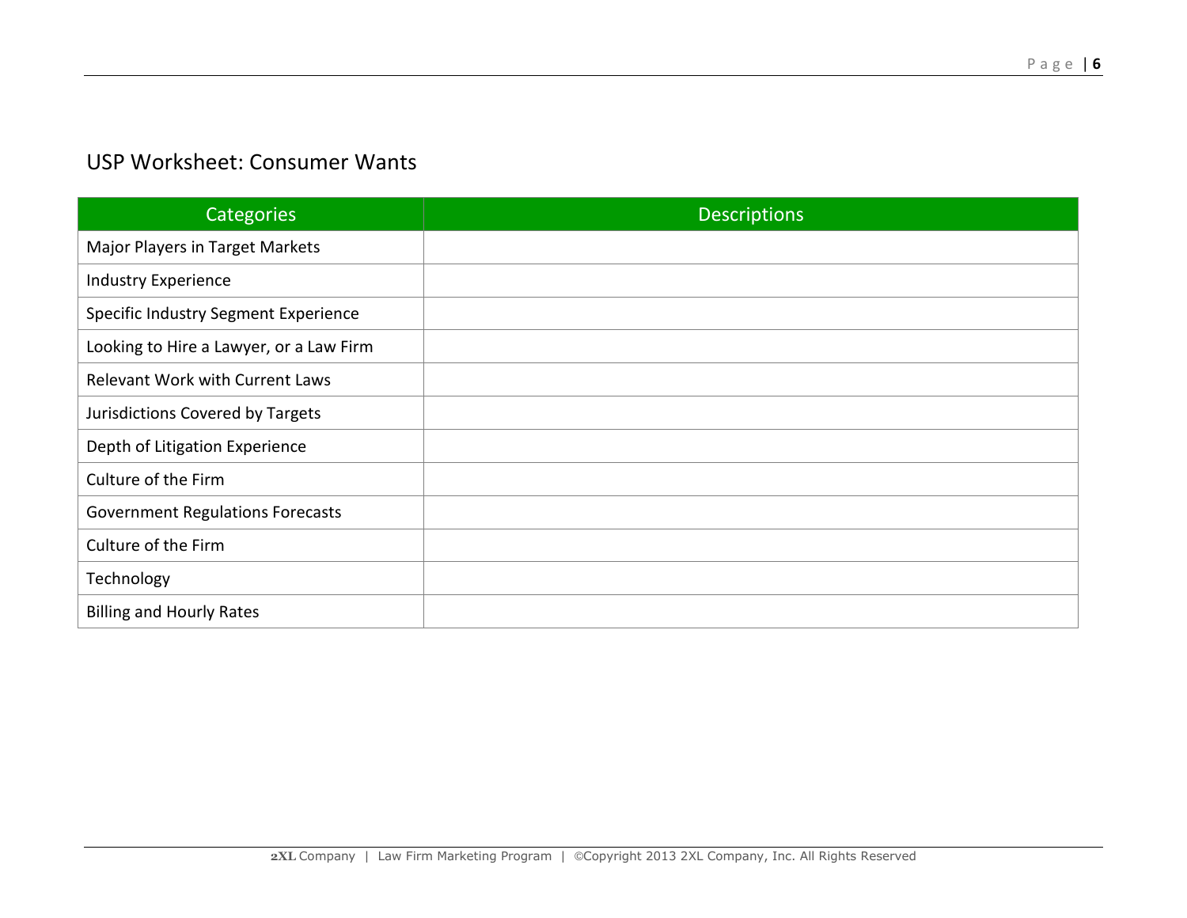## USP Worksheet: Consumer Wants

| Categories | Descriptions |
|---|---|
| Major Players in Target Markets | |
| Industry Experience | |
| Specific Industry Segment Experience | |
| Looking to Hire a Lawyer, or a Law Firm | |
| Relevant Work with Current Laws | |
| Jurisdictions Covered by Targets | |
| Depth of Litigation Experience | |
| Culture of the Firm | |
| Government Regulations Forecasts | |
| Culture of the Firm | |
| Technology | |
| Billing and Hourly Rates | |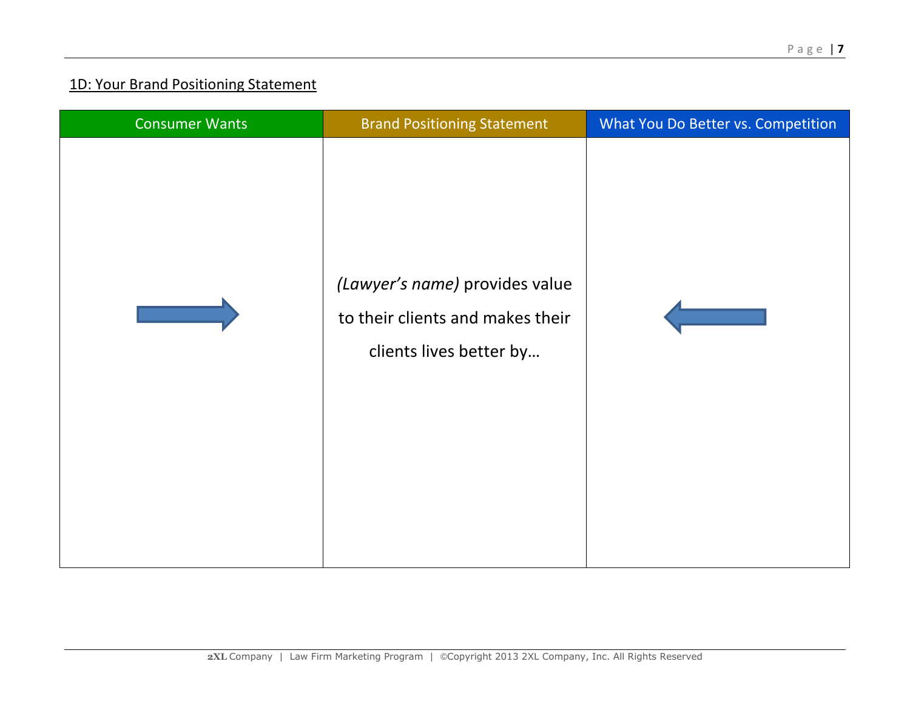## 1D: Your Brand Positioning Statement

| Consumer Wants | Brand Positioning Statement | What You Do Better vs. Competition |
| --- | --- | --- |
| → | *(Lawyer's name)* provides value to their clients and makes their clients lives better by… | ← |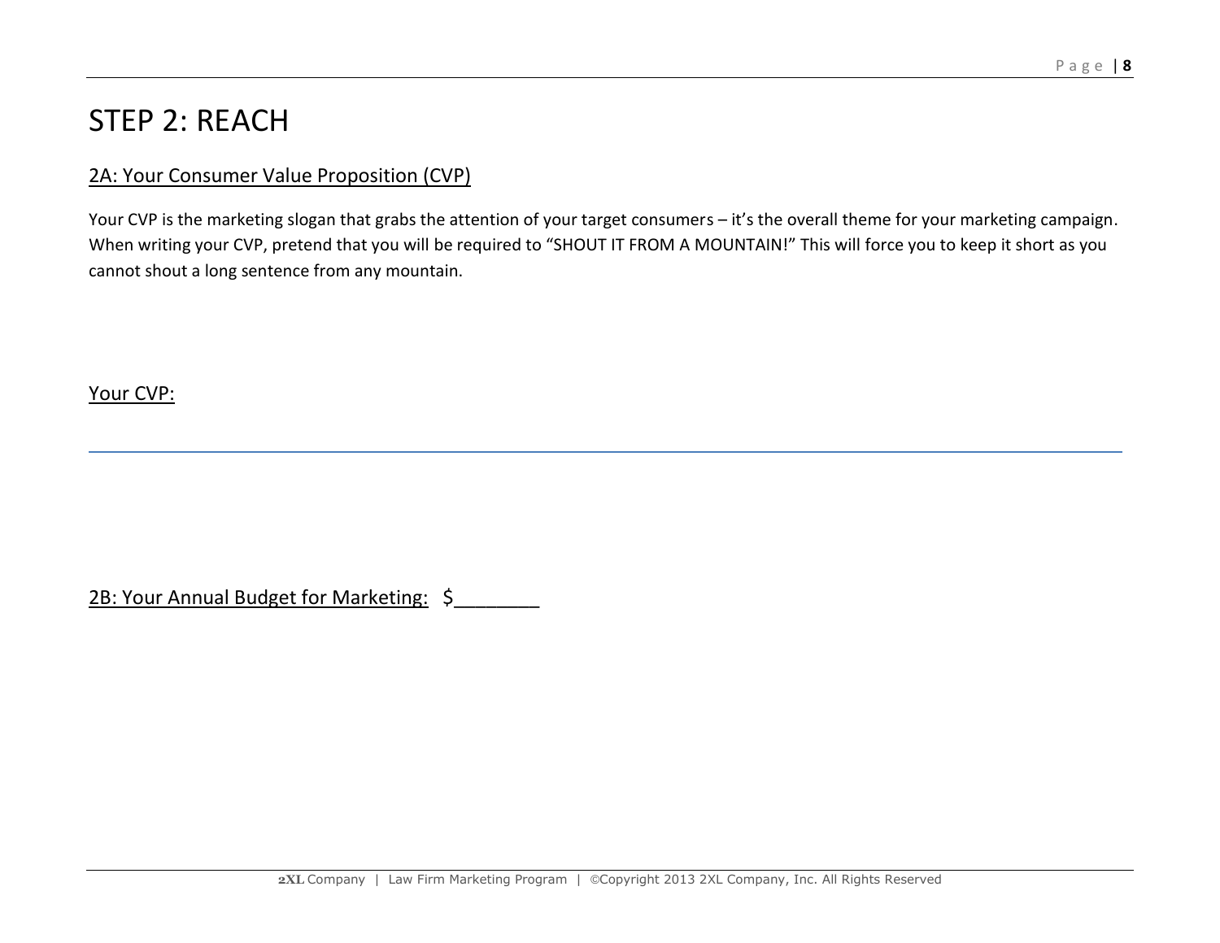# STEP 2: REACH

## 2A: Your Consumer Value Proposition (CVP)

Your CVP is the marketing slogan that grabs the attention of your target consumers – it's the overall theme for your marketing campaign. When writing your CVP, pretend that you will be required to "SHOUT IT FROM A MOUNTAIN!" This will force you to keep it short as you cannot shout a long sentence from any mountain.

Your CVP:

---

## 2B: Your Annual Budget for Marketing: $________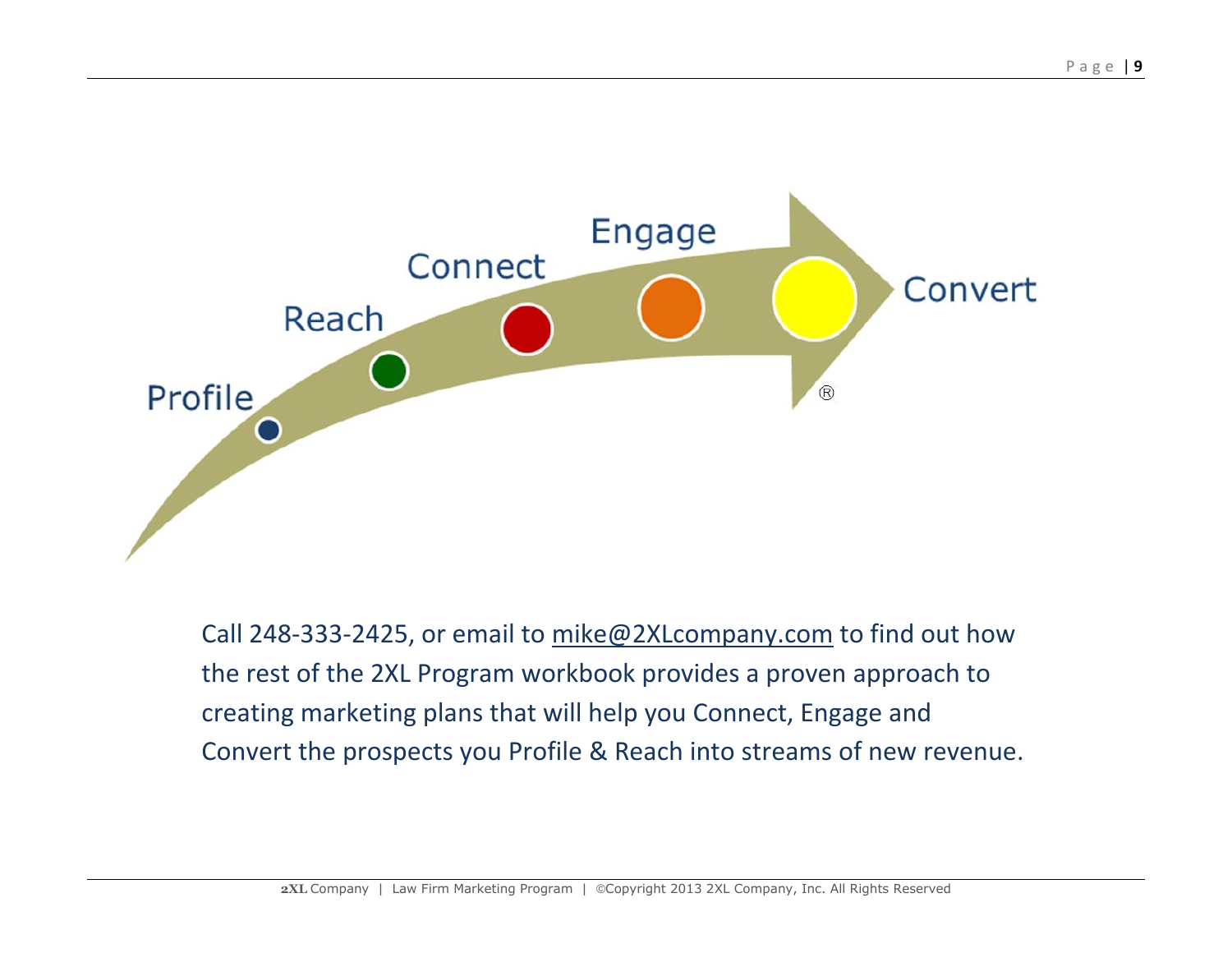Profile

Reach

Connect

Engage

Convert

®

Call 248-333-2425, or email to mike@2XLcompany.com to find out how the rest of the 2XL Program workbook provides a proven approach to creating marketing plans that will help you Connect, Engage and Convert the prospects you Profile & Reach into streams of new revenue.